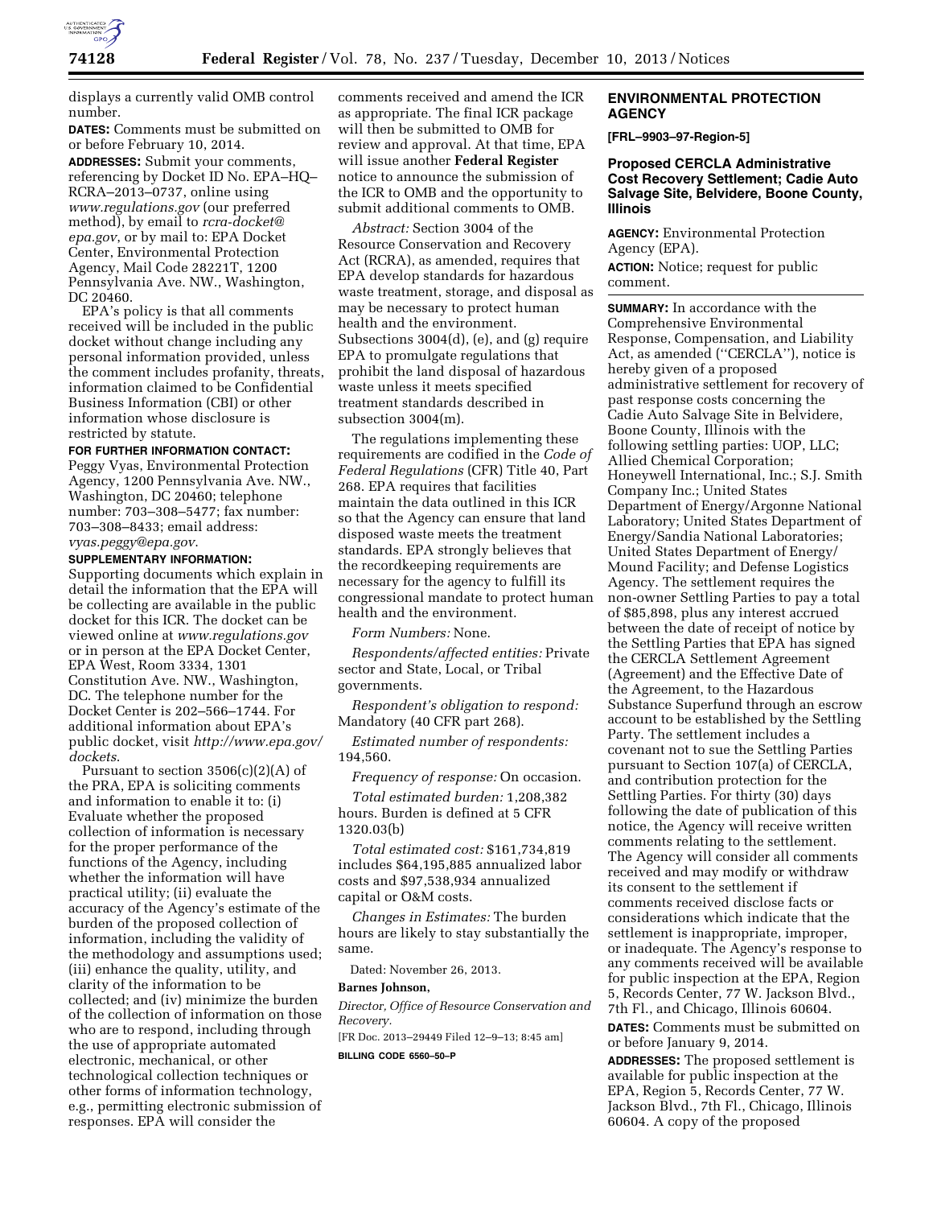displays a currently valid OMB control number.

**DATES:** Comments must be submitted on or before February 10, 2014.

**ADDRESSES:** Submit your comments, referencing by Docket ID No. EPA–HQ–RCRA–2013–0737, online using *www.regulations.gov* (our preferred method), by email to *rcra-docket@epa.gov*, or by mail to: EPA Docket Center, Environmental Protection Agency, Mail Code 28221T, 1200 Pennsylvania Ave. NW., Washington, DC 20460.

EPA's policy is that all comments received will be included in the public docket without change including any personal information provided, unless the comment includes profanity, threats, information claimed to be Confidential Business Information (CBI) or other information whose disclosure is restricted by statute.

**FOR FURTHER INFORMATION CONTACT:** Peggy Vyas, Environmental Protection Agency, 1200 Pennsylvania Ave. NW., Washington, DC 20460; telephone number: 703–308–5477; fax number: 703–308–8433; email address: *vyas.peggy@epa.gov*.

**SUPPLEMENTARY INFORMATION:** Supporting documents which explain in detail the information that the EPA will be collecting are available in the public docket for this ICR. The docket can be viewed online at *www.regulations.gov* or in person at the EPA Docket Center, EPA West, Room 3334, 1301 Constitution Ave. NW., Washington, DC. The telephone number for the Docket Center is 202–566–1744. For additional information about EPA's public docket, visit *http://www.epa.gov/dockets*.

Pursuant to section 3506(c)(2)(A) of the PRA, EPA is soliciting comments and information to enable it to: (i) Evaluate whether the proposed collection of information is necessary for the proper performance of the functions of the Agency, including whether the information will have practical utility; (ii) evaluate the accuracy of the Agency's estimate of the burden of the proposed collection of information, including the validity of the methodology and assumptions used; (iii) enhance the quality, utility, and clarity of the information to be collected; and (iv) minimize the burden of the collection of information on those who are to respond, including through the use of appropriate automated electronic, mechanical, or other technological collection techniques or other forms of information technology, e.g., permitting electronic submission of responses. EPA will consider the comments received and amend the ICR as appropriate. The final ICR package will then be submitted to OMB for review and approval. At that time, EPA will issue another **Federal Register** notice to announce the submission of the ICR to OMB and the opportunity to submit additional comments to OMB.

*Abstract:* Section 3004 of the Resource Conservation and Recovery Act (RCRA), as amended, requires that EPA develop standards for hazardous waste treatment, storage, and disposal as may be necessary to protect human health and the environment. Subsections 3004(d), (e), and (g) require EPA to promulgate regulations that prohibit the land disposal of hazardous waste unless it meets specified treatment standards described in subsection 3004(m).

The regulations implementing these requirements are codified in the *Code of Federal Regulations* (CFR) Title 40, Part 268. EPA requires that facilities maintain the data outlined in this ICR so that the Agency can ensure that land disposed waste meets the treatment standards. EPA strongly believes that the recordkeeping requirements are necessary for the agency to fulfill its congressional mandate to protect human health and the environment.

*Form Numbers:* None.

*Respondents/affected entities:* Private sector and State, Local, or Tribal governments.

*Respondent's obligation to respond:* Mandatory (40 CFR part 268).

*Estimated number of respondents:* 194,560.

*Frequency of response:* On occasion.

*Total estimated burden:* 1,208,382 hours. Burden is defined at 5 CFR 1320.03(b)

*Total estimated cost:* $161,734,819 includes $64,195,885 annualized labor costs and $97,538,934 annualized capital or O&M costs.

*Changes in Estimates:* The burden hours are likely to stay substantially the same.

Dated: November 26, 2013.

**Barnes Johnson,**

*Director, Office of Resource Conservation and Recovery.*

[FR Doc. 2013–29449 Filed 12–9–13; 8:45 am]

**BILLING CODE 6560–50–P**

## ENVIRONMENTAL PROTECTION AGENCY

**[FRL–9903–97-Region-5]**

### Proposed CERCLA Administrative Cost Recovery Settlement; Cadie Auto Salvage Site, Belvidere, Boone County, Illinois

**AGENCY:** Environmental Protection Agency (EPA).

**ACTION:** Notice; request for public comment.

**SUMMARY:** In accordance with the Comprehensive Environmental Response, Compensation, and Liability Act, as amended ("CERCLA"), notice is hereby given of a proposed administrative settlement for recovery of past response costs concerning the Cadie Auto Salvage Site in Belvidere, Boone County, Illinois with the following settling parties: UOP, LLC; Allied Chemical Corporation; Honeywell International, Inc.; S.J. Smith Company Inc.; United States Department of Energy/Argonne National Laboratory; United States Department of Energy/Sandia National Laboratories; United States Department of Energy/Mound Facility; and Defense Logistics Agency. The settlement requires the non-owner Settling Parties to pay a total of $85,898, plus any interest accrued between the date of receipt of notice by the Settling Parties that EPA has signed the CERCLA Settlement Agreement (Agreement) and the Effective Date of the Agreement, to the Hazardous Substance Superfund through an escrow account to be established by the Settling Party. The settlement includes a covenant not to sue the Settling Parties pursuant to Section 107(a) of CERCLA, and contribution protection for the Settling Parties. For thirty (30) days following the date of publication of this notice, the Agency will receive written comments relating to the settlement. The Agency will consider all comments received and may modify or withdraw its consent to the settlement if comments received disclose facts or considerations which indicate that the settlement is inappropriate, improper, or inadequate. The Agency's response to any comments received will be available for public inspection at the EPA, Region 5, Records Center, 77 W. Jackson Blvd., 7th Fl., and Chicago, Illinois 60604.

**DATES:** Comments must be submitted on or before January 9, 2014.

**ADDRESSES:** The proposed settlement is available for public inspection at the EPA, Region 5, Records Center, 77 W. Jackson Blvd., 7th Fl., Chicago, Illinois 60604. A copy of the proposed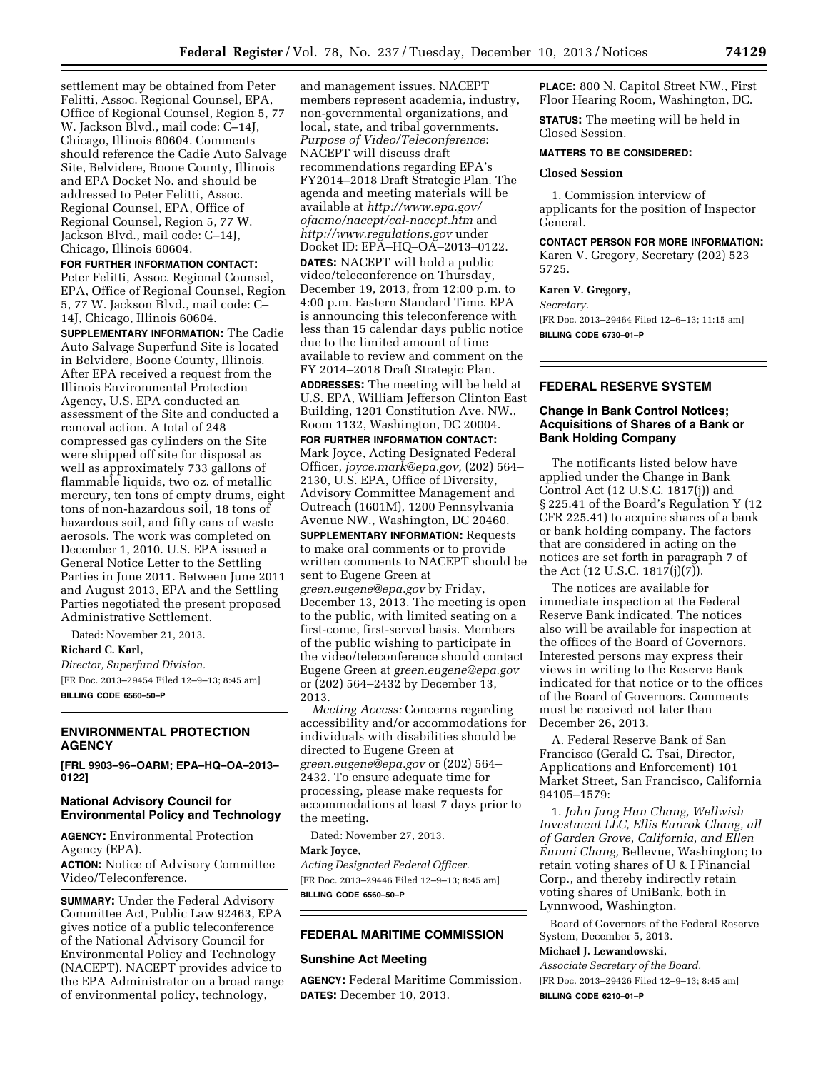settlement may be obtained from Peter Felitti, Assoc. Regional Counsel, EPA, Office of Regional Counsel, Region 5, 77 W. Jackson Blvd., mail code: C–14J, Chicago, Illinois 60604. Comments should reference the Cadie Auto Salvage Site, Belvidere, Boone County, Illinois and EPA Docket No. and should be addressed to Peter Felitti, Assoc. Regional Counsel, EPA, Office of Regional Counsel, Region 5, 77 W. Jackson Blvd., mail code: C–14J, Chicago, Illinois 60604.

**FOR FURTHER INFORMATION CONTACT:** Peter Felitti, Assoc. Regional Counsel, EPA, Office of Regional Counsel, Region 5, 77 W. Jackson Blvd., mail code: C–14J, Chicago, Illinois 60604.

**SUPPLEMENTARY INFORMATION:** The Cadie Auto Salvage Superfund Site is located in Belvidere, Boone County, Illinois. After EPA received a request from the Illinois Environmental Protection Agency, U.S. EPA conducted an assessment of the Site and conducted a removal action. A total of 248 compressed gas cylinders on the Site were shipped off site for disposal as well as approximately 733 gallons of flammable liquids, two oz. of metallic mercury, ten tons of empty drums, eight tons of non-hazardous soil, 18 tons of hazardous soil, and fifty cans of waste aerosols. The work was completed on December 1, 2010. U.S. EPA issued a General Notice Letter to the Settling Parties in June 2011. Between June 2011 and August 2013, EPA and the Settling Parties negotiated the present proposed Administrative Settlement.

Dated: November 21, 2013.

**Richard C. Karl,**

*Director, Superfund Division.*

[FR Doc. 2013–29454 Filed 12–9–13; 8:45 am]

**BILLING CODE 6560–50–P**

## ENVIRONMENTAL PROTECTION AGENCY

**[FRL 9903–96–OARM; EPA–HQ–OA–2013–0122]**

### National Advisory Council for Environmental Policy and Technology

**AGENCY:** Environmental Protection Agency (EPA).

**ACTION:** Notice of Advisory Committee Video/Teleconference.

**SUMMARY:** Under the Federal Advisory Committee Act, Public Law 92463, EPA gives notice of a public teleconference of the National Advisory Council for Environmental Policy and Technology (NACEPT). NACEPT provides advice to the EPA Administrator on a broad range of environmental policy, technology, and management issues. NACEPT members represent academia, industry, non-governmental organizations, and local, state, and tribal governments. *Purpose of Video/Teleconference*: NACEPT will discuss draft recommendations regarding EPA's FY2014–2018 Draft Strategic Plan. The agenda and meeting materials will be available at *http://www.epa.gov/ofacmo/nacept/cal-nacept.htm* and *http://www.regulations.gov* under Docket ID: EPA–HQ–OA–2013–0122.

**DATES:** NACEPT will hold a public video/teleconference on Thursday, December 19, 2013, from 12:00 p.m. to 4:00 p.m. Eastern Standard Time. EPA is announcing this teleconference with less than 15 calendar days public notice due to the limited amount of time available to review and comment on the FY 2014–2018 Draft Strategic Plan.

**ADDRESSES:** The meeting will be held at U.S. EPA, William Jefferson Clinton East Building, 1201 Constitution Ave. NW., Room 1132, Washington, DC 20004.

**FOR FURTHER INFORMATION CONTACT:** Mark Joyce, Acting Designated Federal Officer, *joyce.mark@epa.gov,* (202) 564–2130, U.S. EPA, Office of Diversity, Advisory Committee Management and Outreach (1601M), 1200 Pennsylvania Avenue NW., Washington, DC 20460.

**SUPPLEMENTARY INFORMATION:** Requests to make oral comments or to provide written comments to NACEPT should be sent to Eugene Green at *green.eugene@epa.gov* by Friday, December 13, 2013. The meeting is open to the public, with limited seating on a first-come, first-served basis. Members of the public wishing to participate in the video/teleconference should contact Eugene Green at *green.eugene@epa.gov* or (202) 564–2432 by December 13, 2013.

*Meeting Access:* Concerns regarding accessibility and/or accommodations for individuals with disabilities should be directed to Eugene Green at *green.eugene@epa.gov* or (202) 564–2432. To ensure adequate time for processing, please make requests for accommodations at least 7 days prior to the meeting.

Dated: November 27, 2013.

**Mark Joyce,**

*Acting Designated Federal Officer.*

[FR Doc. 2013–29446 Filed 12–9–13; 8:45 am]

**BILLING CODE 6560–50–P**

## FEDERAL MARITIME COMMISSION

### Sunshine Act Meeting

**AGENCY:** Federal Maritime Commission.

**DATES:** December 10, 2013.

**PLACE:** 800 N. Capitol Street NW., First Floor Hearing Room, Washington, DC.

**STATUS:** The meeting will be held in Closed Session.

**MATTERS TO BE CONSIDERED:**

**Closed Session**

1. Commission interview of applicants for the position of Inspector General.

**CONTACT PERSON FOR MORE INFORMATION:** Karen V. Gregory, Secretary (202) 523 5725.

**Karen V. Gregory,**

*Secretary.*

[FR Doc. 2013–29464 Filed 12–6–13; 11:15 am]

**BILLING CODE 6730–01–P**

## FEDERAL RESERVE SYSTEM

### Change in Bank Control Notices; Acquisitions of Shares of a Bank or Bank Holding Company

The notificants listed below have applied under the Change in Bank Control Act (12 U.S.C. 1817(j)) and § 225.41 of the Board's Regulation Y (12 CFR 225.41) to acquire shares of a bank or bank holding company. The factors that are considered in acting on the notices are set forth in paragraph 7 of the Act (12 U.S.C. 1817(j)(7)).

The notices are available for immediate inspection at the Federal Reserve Bank indicated. The notices also will be available for inspection at the offices of the Board of Governors. Interested persons may express their views in writing to the Reserve Bank indicated for that notice or to the offices of the Board of Governors. Comments must be received not later than December 26, 2013.

A. Federal Reserve Bank of San Francisco (Gerald C. Tsai, Director, Applications and Enforcement) 101 Market Street, San Francisco, California 94105–1579:

1. *John Jung Hun Chang, Wellwish Investment LLC, Ellis Eunrok Chang, all of Garden Grove, California, and Ellen Eunmi Chang,* Bellevue, Washington; to retain voting shares of U & I Financial Corp., and thereby indirectly retain voting shares of UniBank, both in Lynnwood, Washington.

Board of Governors of the Federal Reserve System, December 5, 2013.

**Michael J. Lewandowski,**

*Associate Secretary of the Board.*

[FR Doc. 2013–29426 Filed 12–9–13; 8:45 am]

**BILLING CODE 6210–01–P**